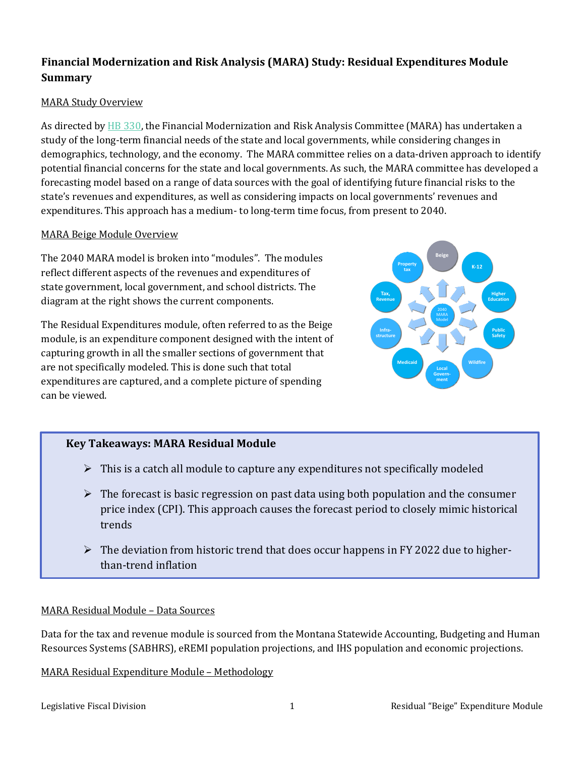# Financial Modernization and Risk Analysis (MARA) Study: Residual Expenditures Module Summary

## MARA Study Overview

As directed by HB 330, the Financial Modernization and Risk Analysis Committee (MARA) has undertaken a study of the long-term financial needs of the state and local governments, while considering changes in demographics, technology, and the economy. The MARA committee relies on a data-driven approach to identify potential financial concerns for the state and local governments. As such, the MARA committee has developed a forecasting model based on a range of data sources with the goal of identifying future financial risks to the state's revenues and expenditures, as well as considering impacts on local governments' revenues and expenditures. This approach has a medium- to long-term time focus, from present to 2040.

## MARA Beige Module Overview

The 2040 MARA model is broken into "modules". The modules reflect different aspects of the revenues and expenditures of state government, local government, and school districts. The diagram at the right shows the current components.

The Residual Expenditures module, often referred to as the Beige module, is an expenditure component designed with the intent of capturing growth in all the smaller sections of government that are not specifically modeled. This is done such that total expenditures are captured, and a complete picture of spending can be viewed.

> **Key Takeaways: MARA Residual Module**
>
> - This is a catch all module to capture any expenditures not specifically modeled
> - The forecast is basic regression on past data using both population and the consumer price index (CPI). This approach causes the forecast period to closely mimic historical trends
> - The deviation from historic trend that does occur happens in FY 2022 due to higher-than-trend inflation

## MARA Residual Module – Data Sources

Data for the tax and revenue module is sourced from the Montana Statewide Accounting, Budgeting and Human Resources Systems (SABHRS), eREMI population projections, and IHS population and economic projections.

## MARA Residual Expenditure Module – Methodology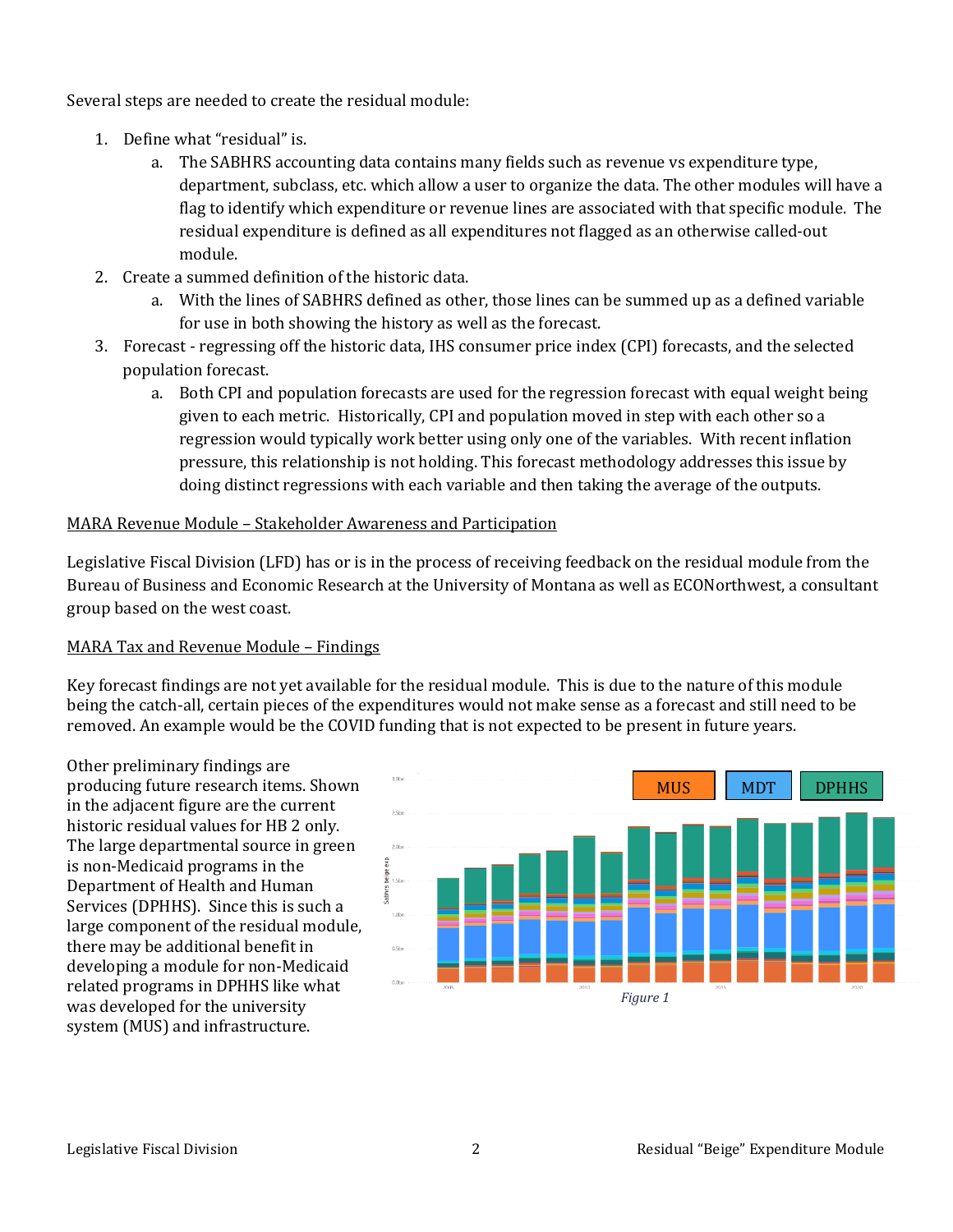Several steps are needed to create the residual module:

1. Define what "residual" is.
   a. The SABHRS accounting data contains many fields such as revenue vs expenditure type, department, subclass, etc. which allow a user to organize the data. The other modules will have a flag to identify which expenditure or revenue lines are associated with that specific module. The residual expenditure is defined as all expenditures not flagged as an otherwise called-out module.
2. Create a summed definition of the historic data.
   a. With the lines of SABHRS defined as other, those lines can be summed up as a defined variable for use in both showing the history as well as the forecast.
3. Forecast - regressing off the historic data, IHS consumer price index (CPI) forecasts, and the selected population forecast.
   a. Both CPI and population forecasts are used for the regression forecast with equal weight being given to each metric. Historically, CPI and population moved in step with each other so a regression would typically work better using only one of the variables. With recent inflation pressure, this relationship is not holding. This forecast methodology addresses this issue by doing distinct regressions with each variable and then taking the average of the outputs.

<u>MARA Revenue Module – Stakeholder Awareness and Participation</u>

Legislative Fiscal Division (LFD) has or is in the process of receiving feedback on the residual module from the Bureau of Business and Economic Research at the University of Montana as well as ECONorthwest, a consultant group based on the west coast.

<u>MARA Tax and Revenue Module – Findings</u>

Key forecast findings are not yet available for the residual module. This is due to the nature of this module being the catch-all, certain pieces of the expenditures would not make sense as a forecast and still need to be removed. An example would be the COVID funding that is not expected to be present in future years.

Other preliminary findings are producing future research items. Shown in the adjacent figure are the current historic residual values for HB 2 only. The large departmental source in green is non-Medicaid programs in the Department of Health and Human Services (DPHHS). Since this is such a large component of the residual module, there may be additional benefit in developing a module for non-Medicaid related programs in DPHHS like what was developed for the university system (MUS) and infrastructure.

*Figure 1*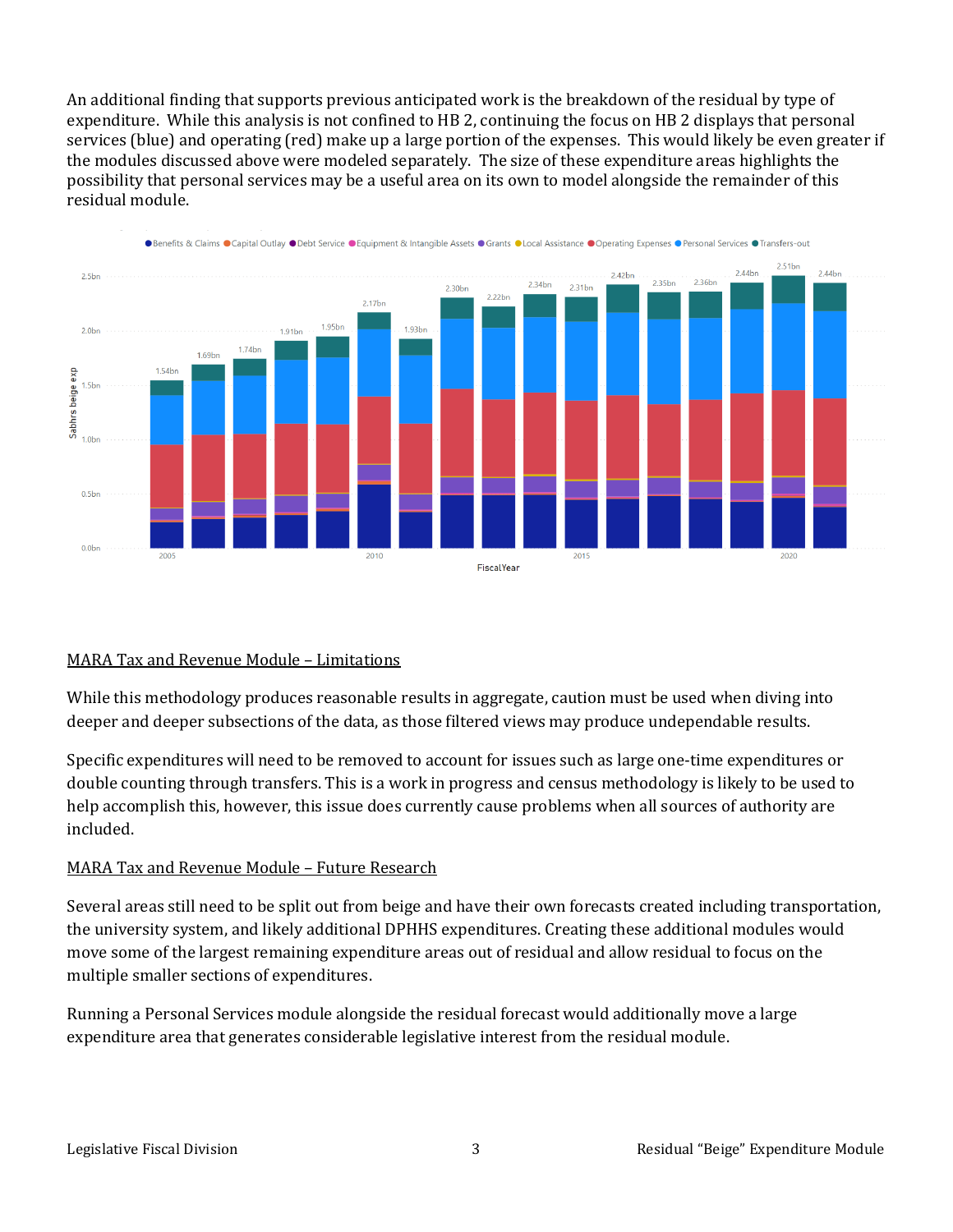An additional finding that supports previous anticipated work is the breakdown of the residual by type of expenditure. While this analysis is not confined to HB 2, continuing the focus on HB 2 displays that personal services (blue) and operating (red) make up a large portion of the expenses. This would likely be even greater if the modules discussed above were modeled separately. The size of these expenditure areas highlights the possibility that personal services may be a useful area on its own to model alongside the remainder of this residual module.

Benefits & Claims, Capital Outlay, Debt Service, Equipment & Intangible Assets, Grants, Local Assistance, Operating Expenses, Personal Services, Transfers-out

1.54bn 1.69bn 1.74bn 1.91bn 1.95bn 2.17bn 1.93bn 2.30bn 2.22bn 2.34bn 2.31bn 2.42bn 2.35bn 2.36bn 2.44bn 2.51bn 2.44bn

Sabhrs beige exp

2.5bn 2.0bn 1.5bn 1.0bn 0.5bn 0.0bn

2005 2010 2015 2020

FiscalYear

## MARA Tax and Revenue Module – Limitations

While this methodology produces reasonable results in aggregate, caution must be used when diving into deeper and deeper subsections of the data, as those filtered views may produce undependable results.

Specific expenditures will need to be removed to account for issues such as large one-time expenditures or double counting through transfers. This is a work in progress and census methodology is likely to be used to help accomplish this, however, this issue does currently cause problems when all sources of authority are included.

## MARA Tax and Revenue Module – Future Research

Several areas still need to be split out from beige and have their own forecasts created including transportation, the university system, and likely additional DPHHS expenditures. Creating these additional modules would move some of the largest remaining expenditure areas out of residual and allow residual to focus on the multiple smaller sections of expenditures.

Running a Personal Services module alongside the residual forecast would additionally move a large expenditure area that generates considerable legislative interest from the residual module.